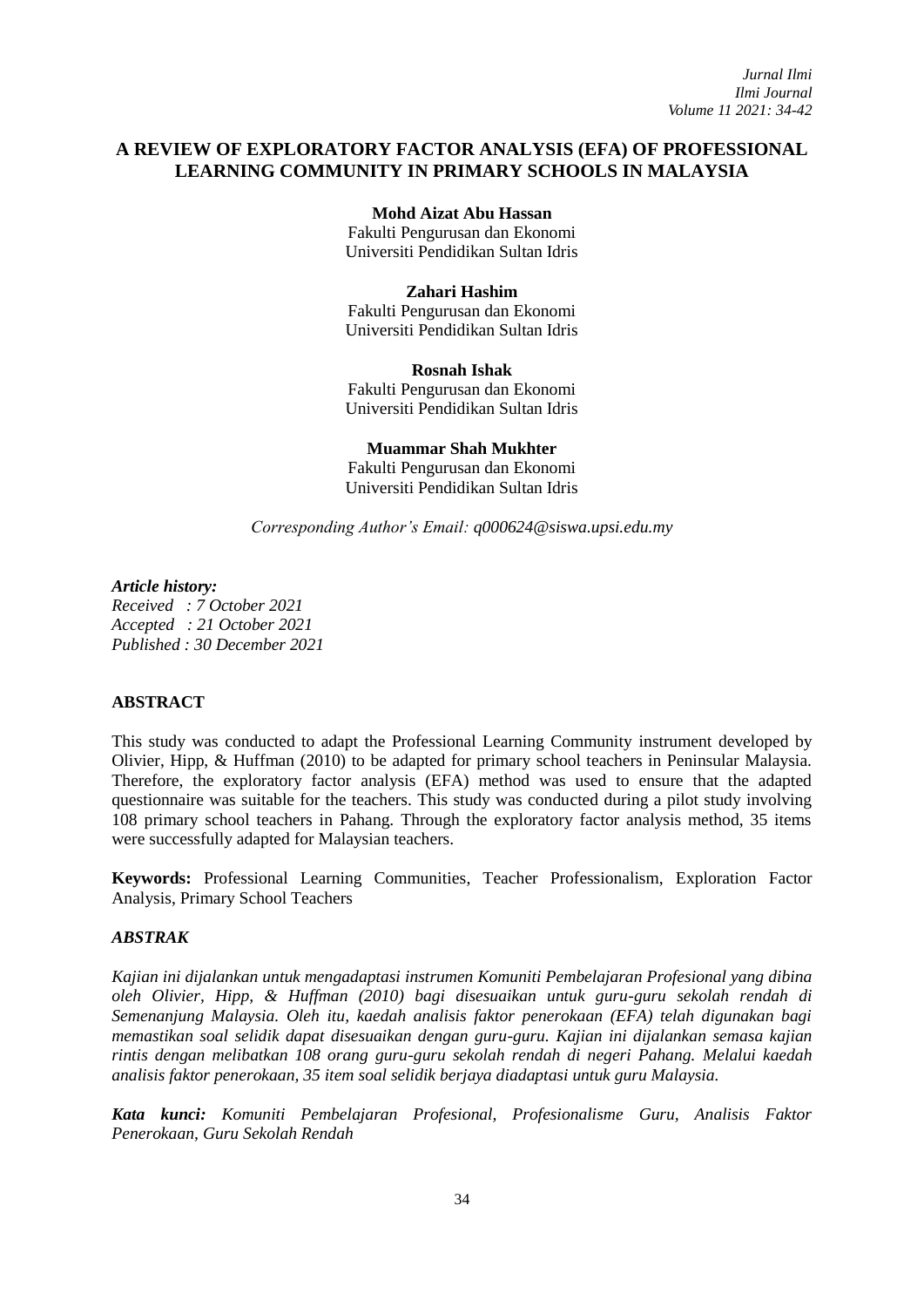# A REVIEW OF EXPLORATORY FACTOR ANALYSIS (EFA) OF PROFESSIONAL LEARNING COMMUNITY IN PRIMARY SCHOOLS IN MALAYSIA

**Mohd Aizat Abu Hassan**
Fakulti Pengurusan dan Ekonomi
Universiti Pendidikan Sultan Idris

**Zahari Hashim**
Fakulti Pengurusan dan Ekonomi
Universiti Pendidikan Sultan Idris

**Rosnah Ishak**
Fakulti Pengurusan dan Ekonomi
Universiti Pendidikan Sultan Idris

**Muammar Shah Mukhter**
Fakulti Pengurusan dan Ekonomi
Universiti Pendidikan Sultan Idris

*Corresponding Author's Email: q000624@siswa.upsi.edu.my*

***Article history:***
*Received : 7 October 2021*
*Accepted : 21 October 2021*
*Published : 30 December 2021*

## ABSTRACT

This study was conducted to adapt the Professional Learning Community instrument developed by Olivier, Hipp, & Huffman (2010) to be adapted for primary school teachers in Peninsular Malaysia. Therefore, the exploratory factor analysis (EFA) method was used to ensure that the adapted questionnaire was suitable for the teachers. This study was conducted during a pilot study involving 108 primary school teachers in Pahang. Through the exploratory factor analysis method, 35 items were successfully adapted for Malaysian teachers.

**Keywords:** Professional Learning Communities, Teacher Professionalism, Exploration Factor Analysis, Primary School Teachers

## *ABSTRAK*

*Kajian ini dijalankan untuk mengadaptasi instrumen Komuniti Pembelajaran Profesional yang dibina oleh Olivier, Hipp, & Huffman (2010) bagi disesuaikan untuk guru-guru sekolah rendah di Semenanjung Malaysia. Oleh itu, kaedah analisis faktor penerokaan (EFA) telah digunakan bagi memastikan soal selidik dapat disesuaikan dengan guru-guru. Kajian ini dijalankan semasa kajian rintis dengan melibatkan 108 orang guru-guru sekolah rendah di negeri Pahang. Melalui kaedah analisis faktor penerokaan, 35 item soal selidik berjaya diadaptasi untuk guru Malaysia.*

***Kata kunci:*** *Komuniti Pembelajaran Profesional, Profesionalisme Guru, Analisis Faktor Penerokaan, Guru Sekolah Rendah*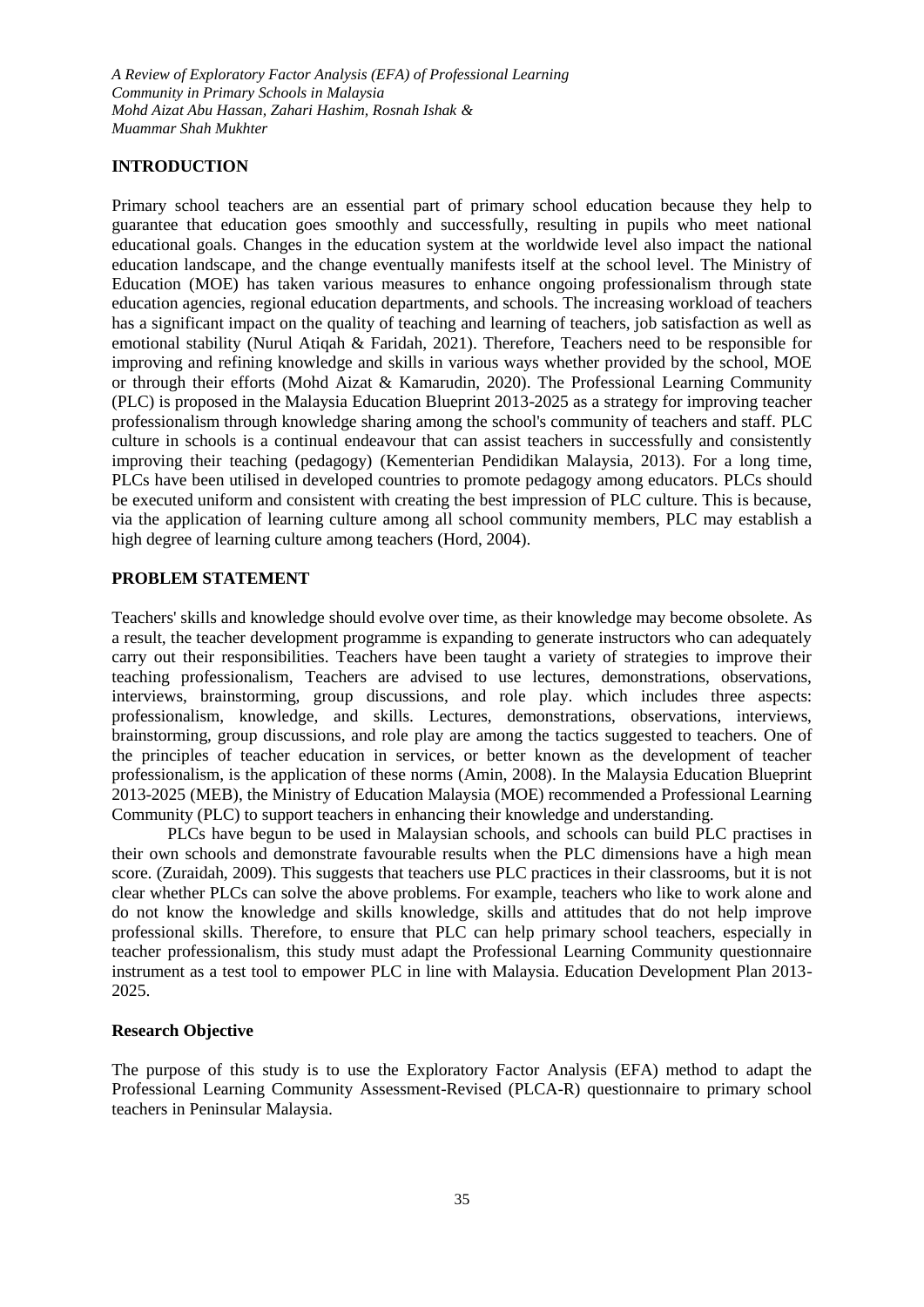## INTRODUCTION

Primary school teachers are an essential part of primary school education because they help to guarantee that education goes smoothly and successfully, resulting in pupils who meet national educational goals. Changes in the education system at the worldwide level also impact the national education landscape, and the change eventually manifests itself at the school level. The Ministry of Education (MOE) has taken various measures to enhance ongoing professionalism through state education agencies, regional education departments, and schools. The increasing workload of teachers has a significant impact on the quality of teaching and learning of teachers, job satisfaction as well as emotional stability (Nurul Atiqah & Faridah, 2021). Therefore, Teachers need to be responsible for improving and refining knowledge and skills in various ways whether provided by the school, MOE or through their efforts (Mohd Aizat & Kamarudin, 2020). The Professional Learning Community (PLC) is proposed in the Malaysia Education Blueprint 2013-2025 as a strategy for improving teacher professionalism through knowledge sharing among the school's community of teachers and staff. PLC culture in schools is a continual endeavour that can assist teachers in successfully and consistently improving their teaching (pedagogy) (Kementerian Pendidikan Malaysia, 2013). For a long time, PLCs have been utilised in developed countries to promote pedagogy among educators. PLCs should be executed uniform and consistent with creating the best impression of PLC culture. This is because, via the application of learning culture among all school community members, PLC may establish a high degree of learning culture among teachers (Hord, 2004).

## PROBLEM STATEMENT

Teachers' skills and knowledge should evolve over time, as their knowledge may become obsolete. As a result, the teacher development programme is expanding to generate instructors who can adequately carry out their responsibilities. Teachers have been taught a variety of strategies to improve their teaching professionalism, Teachers are advised to use lectures, demonstrations, observations, interviews, brainstorming, group discussions, and role play. which includes three aspects: professionalism, knowledge, and skills. Lectures, demonstrations, observations, interviews, brainstorming, group discussions, and role play are among the tactics suggested to teachers. One of the principles of teacher education in services, or better known as the development of teacher professionalism, is the application of these norms (Amin, 2008). In the Malaysia Education Blueprint 2013-2025 (MEB), the Ministry of Education Malaysia (MOE) recommended a Professional Learning Community (PLC) to support teachers in enhancing their knowledge and understanding.

PLCs have begun to be used in Malaysian schools, and schools can build PLC practises in their own schools and demonstrate favourable results when the PLC dimensions have a high mean score. (Zuraidah, 2009). This suggests that teachers use PLC practices in their classrooms, but it is not clear whether PLCs can solve the above problems. For example, teachers who like to work alone and do not know the knowledge and skills knowledge, skills and attitudes that do not help improve professional skills. Therefore, to ensure that PLC can help primary school teachers, especially in teacher professionalism, this study must adapt the Professional Learning Community questionnaire instrument as a test tool to empower PLC in line with Malaysia. Education Development Plan 2013-2025.

### Research Objective

The purpose of this study is to use the Exploratory Factor Analysis (EFA) method to adapt the Professional Learning Community Assessment-Revised (PLCA-R) questionnaire to primary school teachers in Peninsular Malaysia.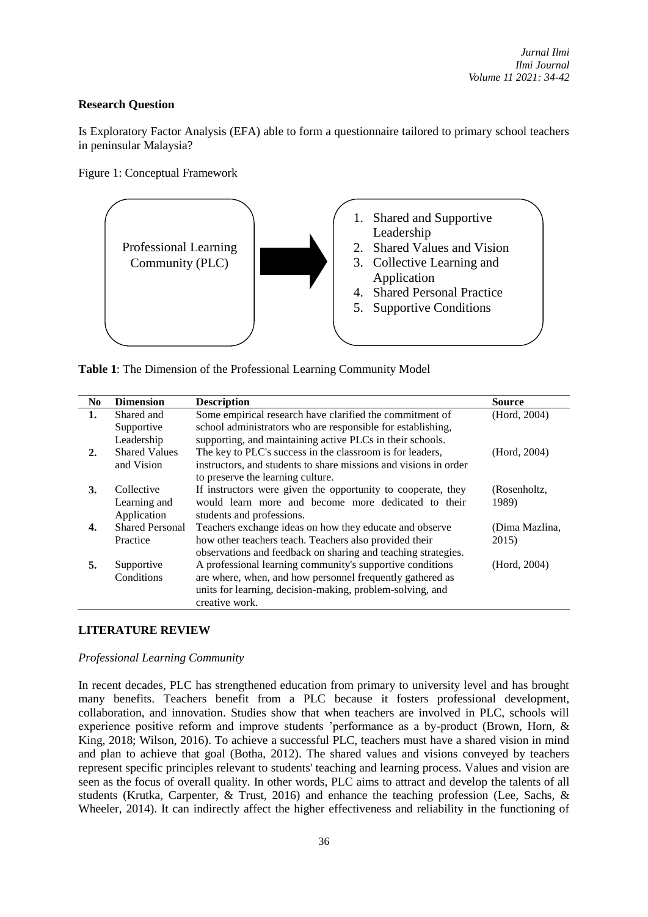**Research Question**

Is Exploratory Factor Analysis (EFA) able to form a questionnaire tailored to primary school teachers in peninsular Malaysia?

Figure 1: Conceptual Framework

Professional Learning Community (PLC) → 

1. Shared and Supportive Leadership
2. Shared Values and Vision
3. Collective Learning and Application
4. Shared Personal Practice
5. Supportive Conditions

**Table 1**: The Dimension of the Professional Learning Community Model

| No | Dimension | Description | Source |
|---|---|---|---|
| **1.** | Shared and Supportive Leadership | Some empirical research have clarified the commitment of school administrators who are responsible for establishing, supporting, and maintaining active PLCs in their schools. | (Hord, 2004) |
| **2.** | Shared Values and Vision | The key to PLC's success in the classroom is for leaders, instructors, and students to share missions and visions in order to preserve the learning culture. | (Hord, 2004) |
| **3.** | Collective Learning and Application | If instructors were given the opportunity to cooperate, they would learn more and become more dedicated to their students and professions. | (Rosenholtz, 1989) |
| **4.** | Shared Personal Practice | Teachers exchange ideas on how they educate and observe how other teachers teach. Teachers also provided their observations and feedback on sharing and teaching strategies. | (Dima Mazlina, 2015) |
| **5.** | Supportive Conditions | A professional learning community's supportive conditions are where, when, and how personnel frequently gathered as units for learning, decision-making, problem-solving, and creative work. | (Hord, 2004) |

## LITERATURE REVIEW

### *Professional Learning Community*

In recent decades, PLC has strengthened education from primary to university level and has brought many benefits. Teachers benefit from a PLC because it fosters professional development, collaboration, and innovation. Studies show that when teachers are involved in PLC, schools will experience positive reform and improve students 'performance as a by-product (Brown, Horn, & King, 2018; Wilson, 2016). To achieve a successful PLC, teachers must have a shared vision in mind and plan to achieve that goal (Botha, 2012). The shared values and visions conveyed by teachers represent specific principles relevant to students' teaching and learning process. Values and vision are seen as the focus of overall quality. In other words, PLC aims to attract and develop the talents of all students (Krutka, Carpenter, & Trust, 2016) and enhance the teaching profession (Lee, Sachs, & Wheeler, 2014). It can indirectly affect the higher effectiveness and reliability in the functioning of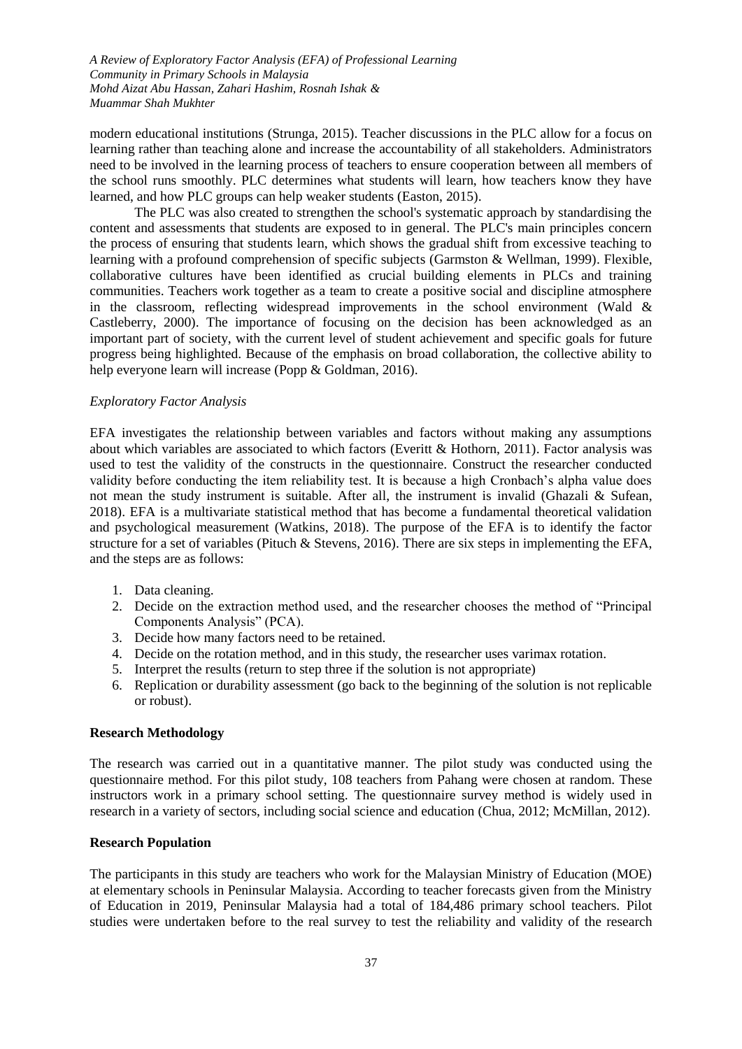modern educational institutions (Strunga, 2015). Teacher discussions in the PLC allow for a focus on learning rather than teaching alone and increase the accountability of all stakeholders. Administrators need to be involved in the learning process of teachers to ensure cooperation between all members of the school runs smoothly. PLC determines what students will learn, how teachers know they have learned, and how PLC groups can help weaker students (Easton, 2015).

The PLC was also created to strengthen the school's systematic approach by standardising the content and assessments that students are exposed to in general. The PLC's main principles concern the process of ensuring that students learn, which shows the gradual shift from excessive teaching to learning with a profound comprehension of specific subjects (Garmston & Wellman, 1999). Flexible, collaborative cultures have been identified as crucial building elements in PLCs and training communities. Teachers work together as a team to create a positive social and discipline atmosphere in the classroom, reflecting widespread improvements in the school environment (Wald & Castleberry, 2000). The importance of focusing on the decision has been acknowledged as an important part of society, with the current level of student achievement and specific goals for future progress being highlighted. Because of the emphasis on broad collaboration, the collective ability to help everyone learn will increase (Popp & Goldman, 2016).

### *Exploratory Factor Analysis*

EFA investigates the relationship between variables and factors without making any assumptions about which variables are associated to which factors (Everitt & Hothorn, 2011). Factor analysis was used to test the validity of the constructs in the questionnaire. Construct the researcher conducted validity before conducting the item reliability test. It is because a high Cronbach's alpha value does not mean the study instrument is suitable. After all, the instrument is invalid (Ghazali & Sufean, 2018). EFA is a multivariate statistical method that has become a fundamental theoretical validation and psychological measurement (Watkins, 2018). The purpose of the EFA is to identify the factor structure for a set of variables (Pituch & Stevens, 2016). There are six steps in implementing the EFA, and the steps are as follows:

1. Data cleaning.
2. Decide on the extraction method used, and the researcher chooses the method of "Principal Components Analysis" (PCA).
3. Decide how many factors need to be retained.
4. Decide on the rotation method, and in this study, the researcher uses varimax rotation.
5. Interpret the results (return to step three if the solution is not appropriate)
6. Replication or durability assessment (go back to the beginning of the solution is not replicable or robust).

## **Research Methodology**

The research was carried out in a quantitative manner. The pilot study was conducted using the questionnaire method. For this pilot study, 108 teachers from Pahang were chosen at random. These instructors work in a primary school setting. The questionnaire survey method is widely used in research in a variety of sectors, including social science and education (Chua, 2012; McMillan, 2012).

## **Research Population**

The participants in this study are teachers who work for the Malaysian Ministry of Education (MOE) at elementary schools in Peninsular Malaysia. According to teacher forecasts given from the Ministry of Education in 2019, Peninsular Malaysia had a total of 184,486 primary school teachers. Pilot studies were undertaken before to the real survey to test the reliability and validity of the research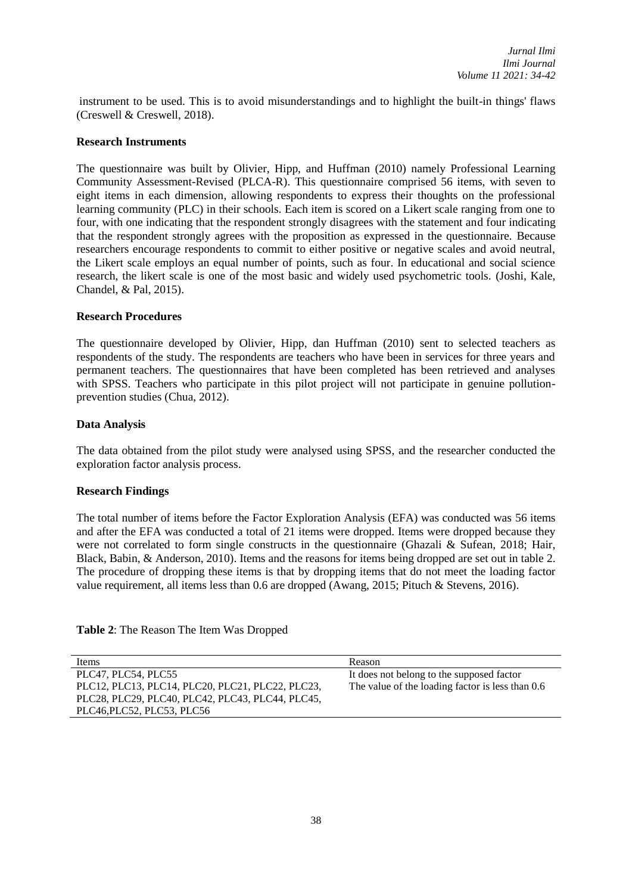instrument to be used. This is to avoid misunderstandings and to highlight the built-in things' flaws (Creswell & Creswell, 2018).

**Research Instruments**

The questionnaire was built by Olivier, Hipp, and Huffman (2010) namely Professional Learning Community Assessment-Revised (PLCA-R). This questionnaire comprised 56 items, with seven to eight items in each dimension, allowing respondents to express their thoughts on the professional learning community (PLC) in their schools. Each item is scored on a Likert scale ranging from one to four, with one indicating that the respondent strongly disagrees with the statement and four indicating that the respondent strongly agrees with the proposition as expressed in the questionnaire. Because researchers encourage respondents to commit to either positive or negative scales and avoid neutral, the Likert scale employs an equal number of points, such as four. In educational and social science research, the likert scale is one of the most basic and widely used psychometric tools. (Joshi, Kale, Chandel, & Pal, 2015).

**Research Procedures**

The questionnaire developed by Olivier, Hipp, dan Huffman (2010) sent to selected teachers as respondents of the study. The respondents are teachers who have been in services for three years and permanent teachers. The questionnaires that have been completed has been retrieved and analyses with SPSS. Teachers who participate in this pilot project will not participate in genuine pollution-prevention studies (Chua, 2012).

**Data Analysis**

The data obtained from the pilot study were analysed using SPSS, and the researcher conducted the exploration factor analysis process.

**Research Findings**

The total number of items before the Factor Exploration Analysis (EFA) was conducted was 56 items and after the EFA was conducted a total of 21 items were dropped. Items were dropped because they were not correlated to form single constructs in the questionnaire (Ghazali & Sufean, 2018; Hair, Black, Babin, & Anderson, 2010). Items and the reasons for items being dropped are set out in table 2. The procedure of dropping these items is that by dropping items that do not meet the loading factor value requirement, all items less than 0.6 are dropped (Awang, 2015; Pituch & Stevens, 2016).

**Table 2**: The Reason The Item Was Dropped

| Items | Reason |
|---|---|
| PLC47, PLC54, PLC55 | It does not belong to the supposed factor |
| PLC12, PLC13, PLC14, PLC20, PLC21, PLC22, PLC23, PLC28, PLC29, PLC40, PLC42, PLC43, PLC44, PLC45, PLC46,PLC52, PLC53, PLC56 | The value of the loading factor is less than 0.6 |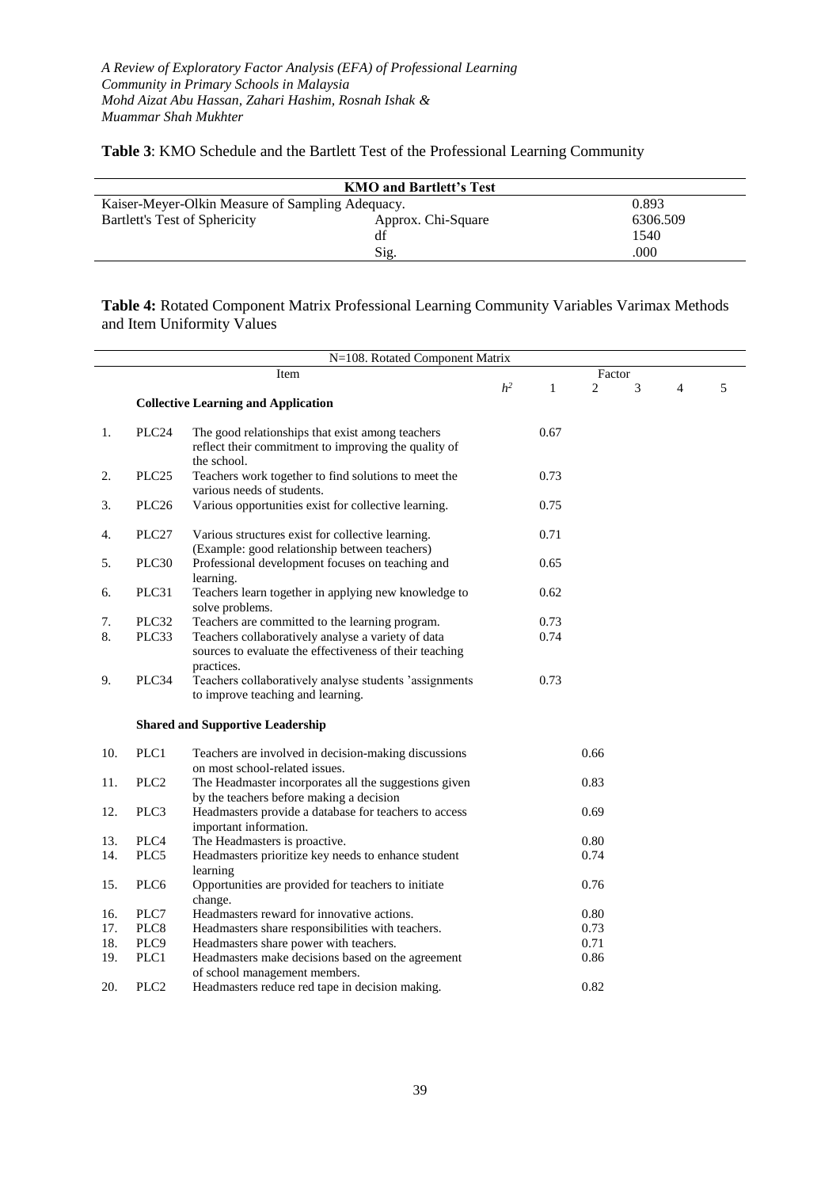**Table 3**: KMO Schedule and the Bartlett Test of the Professional Learning Community

| KMO and Bartlett's Test | | |
|---|---|---|
| Kaiser-Meyer-Olkin Measure of Sampling Adequacy. | | 0.893 |
| Bartlett's Test of Sphericity | Approx. Chi-Square | 6306.509 |
| | df | 1540 |
| | Sig. | .000 |

**Table 4:** Rotated Component Matrix Professional Learning Community Variables Varimax Methods and Item Uniformity Values

| N=108. Rotated Component Matrix | | | | | | | | |
|---|---|---|---|---|---|---|---|---|
| | | Item | $h^2$ | Factor 1 | 2 | 3 | 4 | 5 |
| | | **Collective Learning and Application** | | | | | | |
| 1. | PLC24 | The good relationships that exist among teachers reflect their commitment to improving the quality of the school. | | 0.67 | | | | |
| 2. | PLC25 | Teachers work together to find solutions to meet the various needs of students. | | 0.73 | | | | |
| 3. | PLC26 | Various opportunities exist for collective learning. | | 0.75 | | | | |
| 4. | PLC27 | Various structures exist for collective learning. (Example: good relationship between teachers) | | 0.71 | | | | |
| 5. | PLC30 | Professional development focuses on teaching and learning. | | 0.65 | | | | |
| 6. | PLC31 | Teachers learn together in applying new knowledge to solve problems. | | 0.62 | | | | |
| 7. | PLC32 | Teachers are committed to the learning program. | | 0.73 | | | | |
| 8. | PLC33 | Teachers collaboratively analyse a variety of data sources to evaluate the effectiveness of their teaching practices. | | 0.74 | | | | |
| 9. | PLC34 | Teachers collaboratively analyse students 'assignments to improve teaching and learning. | | 0.73 | | | | |
| | | **Shared and Supportive Leadership** | | | | | | |
| 10. | PLC1 | Teachers are involved in decision-making discussions on most school-related issues. | | | 0.66 | | | |
| 11. | PLC2 | The Headmaster incorporates all the suggestions given by the teachers before making a decision | | | 0.83 | | | |
| 12. | PLC3 | Headmasters provide a database for teachers to access important information. | | | 0.69 | | | |
| 13. | PLC4 | The Headmasters is proactive. | | | 0.80 | | | |
| 14. | PLC5 | Headmasters prioritize key needs to enhance student learning | | | 0.74 | | | |
| 15. | PLC6 | Opportunities are provided for teachers to initiate change. | | | 0.76 | | | |
| 16. | PLC7 | Headmasters reward for innovative actions. | | | 0.80 | | | |
| 17. | PLC8 | Headmasters share responsibilities with teachers. | | | 0.73 | | | |
| 18. | PLC9 | Headmasters share power with teachers. | | | 0.71 | | | |
| 19. | PLC1 | Headmasters make decisions based on the agreement of school management members. | | | 0.86 | | | |
| 20. | PLC2 | Headmasters reduce red tape in decision making. | | | 0.82 | | | |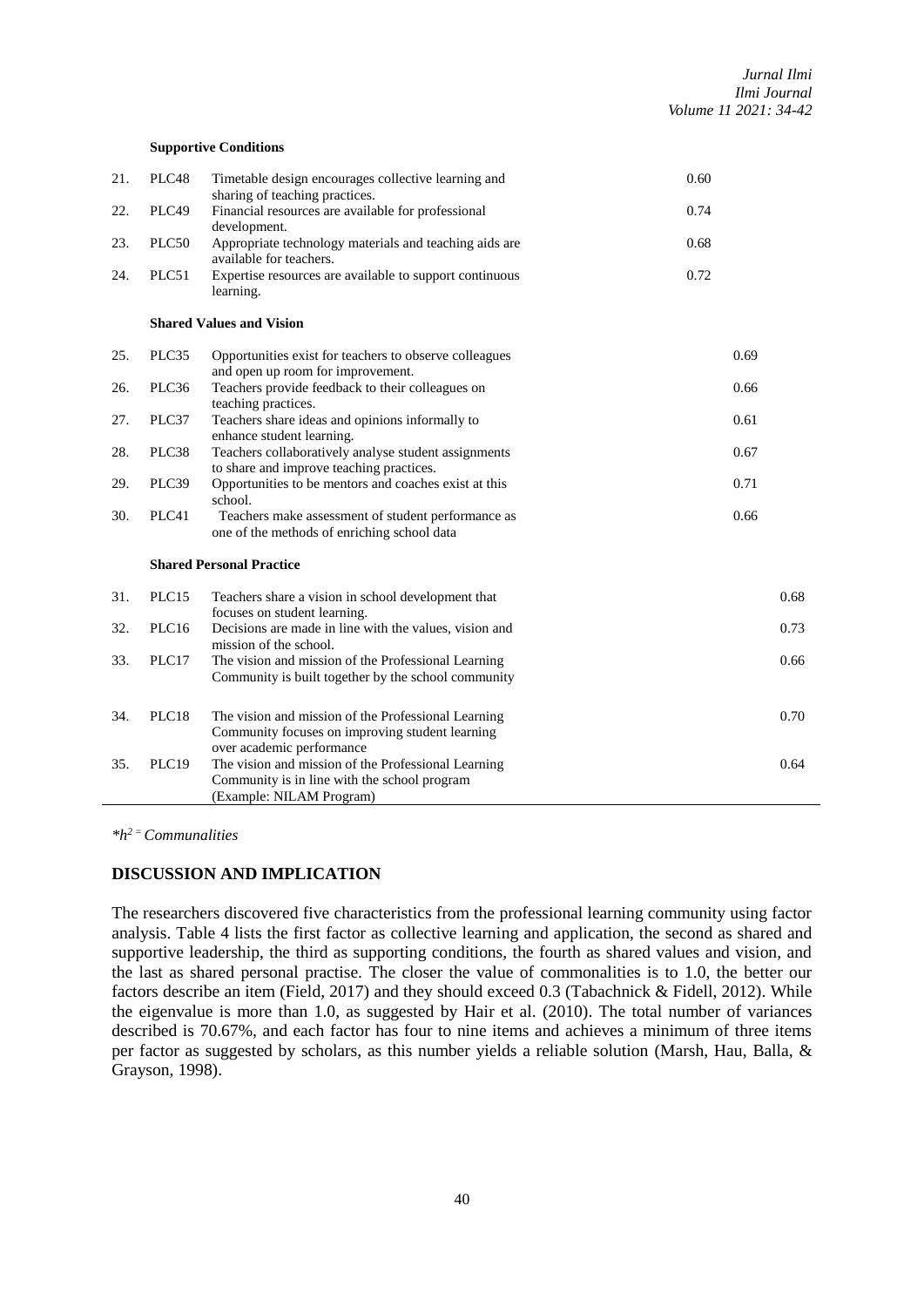| | | | | | |
|---|---|---|---|---|---|
| | | **Supportive Conditions** | | | |
| 21. | PLC48 | Timetable design encourages collective learning and sharing of teaching practices. | 0.60 | | |
| 22. | PLC49 | Financial resources are available for professional development. | 0.74 | | |
| 23. | PLC50 | Appropriate technology materials and teaching aids are available for teachers. | 0.68 | | |
| 24. | PLC51 | Expertise resources are available to support continuous learning. | 0.72 | | |
| | | **Shared Values and Vision** | | | |
| 25. | PLC35 | Opportunities exist for teachers to observe colleagues and open up room for improvement. | | 0.69 | |
| 26. | PLC36 | Teachers provide feedback to their colleagues on teaching practices. | | 0.66 | |
| 27. | PLC37 | Teachers share ideas and opinions informally to enhance student learning. | | 0.61 | |
| 28. | PLC38 | Teachers collaboratively analyse student assignments to share and improve teaching practices. | | 0.67 | |
| 29. | PLC39 | Opportunities to be mentors and coaches exist at this school. | | 0.71 | |
| 30. | PLC41 | Teachers make assessment of student performance as one of the methods of enriching school data | | 0.66 | |
| | | **Shared Personal Practice** | | | |
| 31. | PLC15 | Teachers share a vision in school development that focuses on student learning. | | | 0.68 |
| 32. | PLC16 | Decisions are made in line with the values, vision and mission of the school. | | | 0.73 |
| 33. | PLC17 | The vision and mission of the Professional Learning Community is built together by the school community | | | 0.66 |
| 34. | PLC18 | The vision and mission of the Professional Learning Community focuses on improving student learning over academic performance | | | 0.70 |
| 35. | PLC19 | The vision and mission of the Professional Learning Community is in line with the school program (Example: NILAM Program) | | | 0.64 |

*$*h^2$ = Communalities*

## DISCUSSION AND IMPLICATION

The researchers discovered five characteristics from the professional learning community using factor analysis. Table 4 lists the first factor as collective learning and application, the second as shared and supportive leadership, the third as supporting conditions, the fourth as shared values and vision, and the last as shared personal practise. The closer the value of commonalities is to 1.0, the better our factors describe an item (Field, 2017) and they should exceed 0.3 (Tabachnick & Fidell, 2012). While the eigenvalue is more than 1.0, as suggested by Hair et al. (2010). The total number of variances described is 70.67%, and each factor has four to nine items and achieves a minimum of three items per factor as suggested by scholars, as this number yields a reliable solution (Marsh, Hau, Balla, & Grayson, 1998).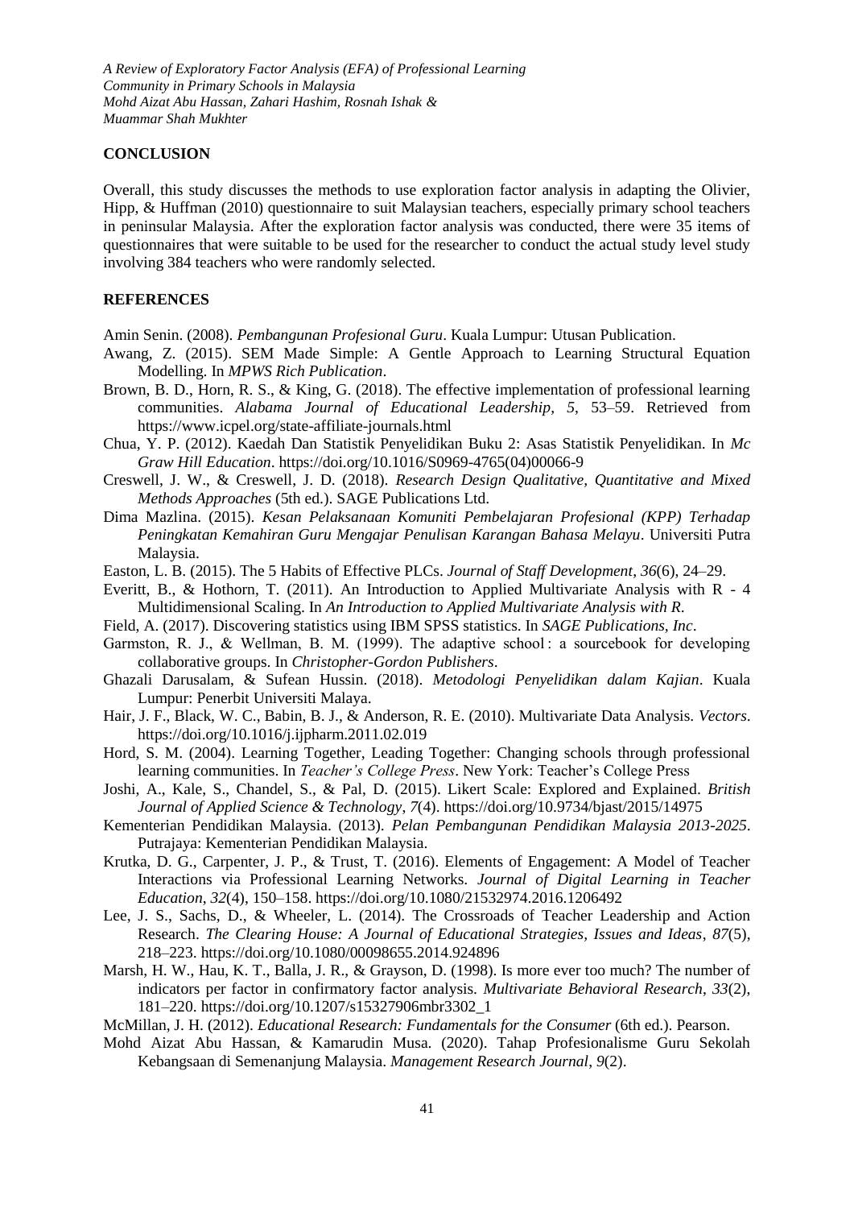## CONCLUSION

Overall, this study discusses the methods to use exploration factor analysis in adapting the Olivier, Hipp, & Huffman (2010) questionnaire to suit Malaysian teachers, especially primary school teachers in peninsular Malaysia. After the exploration factor analysis was conducted, there were 35 items of questionnaires that were suitable to be used for the researcher to conduct the actual study level study involving 384 teachers who were randomly selected.

## REFERENCES

Amin Senin. (2008). *Pembangunan Profesional Guru*. Kuala Lumpur: Utusan Publication.

Awang, Z. (2015). SEM Made Simple: A Gentle Approach to Learning Structural Equation Modelling. In *MPWS Rich Publication*.

Brown, B. D., Horn, R. S., & King, G. (2018). The effective implementation of professional learning communities. *Alabama Journal of Educational Leadership*, *5*, 53–59. Retrieved from https://www.icpel.org/state-affiliate-journals.html

Chua, Y. P. (2012). Kaedah Dan Statistik Penyelidikan Buku 2: Asas Statistik Penyelidikan. In *Mc Graw Hill Education*. https://doi.org/10.1016/S0969-4765(04)00066-9

Creswell, J. W., & Creswell, J. D. (2018). *Research Design Qualitative, Quantitative and Mixed Methods Approaches* (5th ed.). SAGE Publications Ltd.

Dima Mazlina. (2015). *Kesan Pelaksanaan Komuniti Pembelajaran Profesional (KPP) Terhadap Peningkatan Kemahiran Guru Mengajar Penulisan Karangan Bahasa Melayu*. Universiti Putra Malaysia.

Easton, L. B. (2015). The 5 Habits of Effective PLCs. *Journal of Staff Development*, *36*(6), 24–29.

Everitt, B., & Hothorn, T. (2011). An Introduction to Applied Multivariate Analysis with R - 4 Multidimensional Scaling. In *An Introduction to Applied Multivariate Analysis with R*.

Field, A. (2017). Discovering statistics using IBM SPSS statistics. In *SAGE Publications, Inc*.

Garmston, R. J., & Wellman, B. M. (1999). The adaptive school : a sourcebook for developing collaborative groups. In *Christopher-Gordon Publishers*.

Ghazali Darusalam, & Sufean Hussin. (2018). *Metodologi Penyelidikan dalam Kajian*. Kuala Lumpur: Penerbit Universiti Malaya.

Hair, J. F., Black, W. C., Babin, B. J., & Anderson, R. E. (2010). Multivariate Data Analysis. *Vectors*. https://doi.org/10.1016/j.ijpharm.2011.02.019

Hord, S. M. (2004). Learning Together, Leading Together: Changing schools through professional learning communities. In *Teacher's College Press*. New York: Teacher's College Press

Joshi, A., Kale, S., Chandel, S., & Pal, D. (2015). Likert Scale: Explored and Explained. *British Journal of Applied Science & Technology*, *7*(4). https://doi.org/10.9734/bjast/2015/14975

Kementerian Pendidikan Malaysia. (2013). *Pelan Pembangunan Pendidikan Malaysia 2013-2025*. Putrajaya: Kementerian Pendidikan Malaysia.

Krutka, D. G., Carpenter, J. P., & Trust, T. (2016). Elements of Engagement: A Model of Teacher Interactions via Professional Learning Networks. *Journal of Digital Learning in Teacher Education*, *32*(4), 150–158. https://doi.org/10.1080/21532974.2016.1206492

Lee, J. S., Sachs, D., & Wheeler, L. (2014). The Crossroads of Teacher Leadership and Action Research. *The Clearing House: A Journal of Educational Strategies, Issues and Ideas*, *87*(5), 218–223. https://doi.org/10.1080/00098655.2014.924896

Marsh, H. W., Hau, K. T., Balla, J. R., & Grayson, D. (1998). Is more ever too much? The number of indicators per factor in confirmatory factor analysis. *Multivariate Behavioral Research*, *33*(2), 181–220. https://doi.org/10.1207/s15327906mbr3302_1

McMillan, J. H. (2012). *Educational Research: Fundamentals for the Consumer* (6th ed.). Pearson.

Mohd Aizat Abu Hassan, & Kamarudin Musa. (2020). Tahap Profesionalisme Guru Sekolah Kebangsaan di Semenanjung Malaysia. *Management Research Journal*, *9*(2).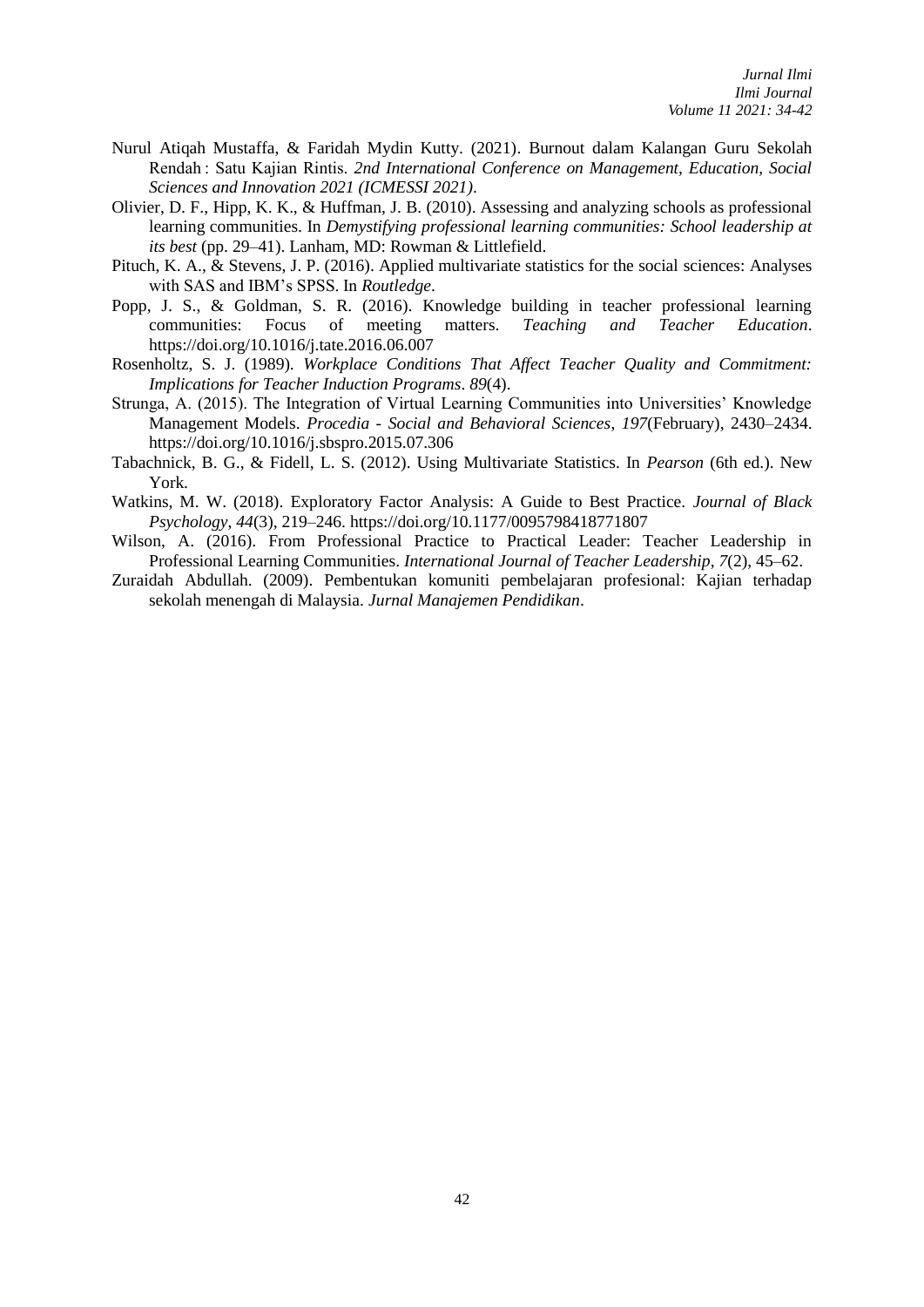Nurul Atiqah Mustaffa, & Faridah Mydin Kutty. (2021). Burnout dalam Kalangan Guru Sekolah Rendah : Satu Kajian Rintis. *2nd International Conference on Management, Education, Social Sciences and Innovation 2021 (ICMESSI 2021)*.

Olivier, D. F., Hipp, K. K., & Huffman, J. B. (2010). Assessing and analyzing schools as professional learning communities. In *Demystifying professional learning communities: School leadership at its best* (pp. 29–41). Lanham, MD: Rowman & Littlefield.

Pituch, K. A., & Stevens, J. P. (2016). Applied multivariate statistics for the social sciences: Analyses with SAS and IBM's SPSS. In *Routledge*.

Popp, J. S., & Goldman, S. R. (2016). Knowledge building in teacher professional learning communities: Focus of meeting matters. *Teaching and Teacher Education*. https://doi.org/10.1016/j.tate.2016.06.007

Rosenholtz, S. J. (1989). *Workplace Conditions That Affect Teacher Quality and Commitment: Implications for Teacher Induction Programs*. *89*(4).

Strunga, A. (2015). The Integration of Virtual Learning Communities into Universities' Knowledge Management Models. *Procedia - Social and Behavioral Sciences*, *197*(February), 2430–2434. https://doi.org/10.1016/j.sbspro.2015.07.306

Tabachnick, B. G., & Fidell, L. S. (2012). Using Multivariate Statistics. In *Pearson* (6th ed.). New York.

Watkins, M. W. (2018). Exploratory Factor Analysis: A Guide to Best Practice. *Journal of Black Psychology*, *44*(3), 219–246. https://doi.org/10.1177/0095798418771807

Wilson, A. (2016). From Professional Practice to Practical Leader: Teacher Leadership in Professional Learning Communities. *International Journal of Teacher Leadership*, *7*(2), 45–62.

Zuraidah Abdullah. (2009). Pembentukan komuniti pembelajaran profesional: Kajian terhadap sekolah menengah di Malaysia. *Jurnal Manajemen Pendidikan*.